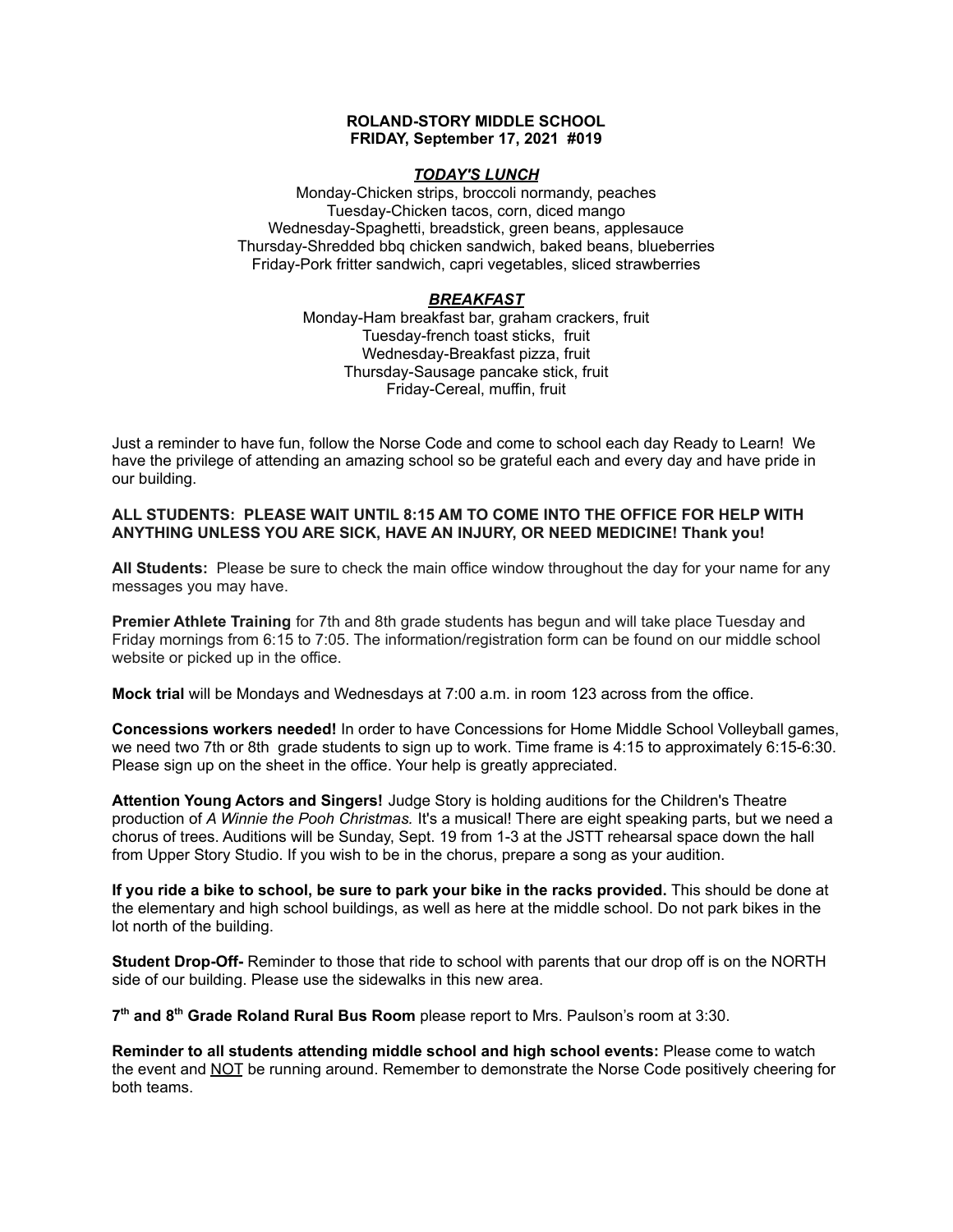**ROLAND-STORY MIDDLE SCHOOL**
**FRIDAY, September 17, 2021 #019**

***TODAY'S LUNCH***

Monday-Chicken strips, broccoli normandy, peaches
Tuesday-Chicken tacos, corn, diced mango
Wednesday-Spaghetti, breadstick, green beans, applesauce
Thursday-Shredded bbq chicken sandwich, baked beans, blueberries
Friday-Pork fritter sandwich, capri vegetables, sliced strawberries

***BREAKFAST***

Monday-Ham breakfast bar, graham crackers, fruit
Tuesday-french toast sticks, fruit
Wednesday-Breakfast pizza, fruit
Thursday-Sausage pancake stick, fruit
Friday-Cereal, muffin, fruit

Just a reminder to have fun, follow the Norse Code and come to school each day Ready to Learn! We have the privilege of attending an amazing school so be grateful each and every day and have pride in our building.

**ALL STUDENTS: PLEASE WAIT UNTIL 8:15 AM TO COME INTO THE OFFICE FOR HELP WITH ANYTHING UNLESS YOU ARE SICK, HAVE AN INJURY, OR NEED MEDICINE! Thank you!**

**All Students:** Please be sure to check the main office window throughout the day for your name for any messages you may have.

**Premier Athlete Training** for 7th and 8th grade students has begun and will take place Tuesday and Friday mornings from 6:15 to 7:05. The information/registration form can be found on our middle school website or picked up in the office.

**Mock trial** will be Mondays and Wednesdays at 7:00 a.m. in room 123 across from the office.

**Concessions workers needed!** In order to have Concessions for Home Middle School Volleyball games, we need two 7th or 8th grade students to sign up to work. Time frame is 4:15 to approximately 6:15-6:30. Please sign up on the sheet in the office. Your help is greatly appreciated.

**Attention Young Actors and Singers!** Judge Story is holding auditions for the Children's Theatre production of *A Winnie the Pooh Christmas.* It's a musical! There are eight speaking parts, but we need a chorus of trees. Auditions will be Sunday, Sept. 19 from 1-3 at the JSTT rehearsal space down the hall from Upper Story Studio. If you wish to be in the chorus, prepare a song as your audition.

**If you ride a bike to school, be sure to park your bike in the racks provided.** This should be done at the elementary and high school buildings, as well as here at the middle school. Do not park bikes in the lot north of the building.

**Student Drop-Off-** Reminder to those that ride to school with parents that our drop off is on the NORTH side of our building. Please use the sidewalks in this new area.

**7th and 8th Grade Roland Rural Bus Room** please report to Mrs. Paulson's room at 3:30.

**Reminder to all students attending middle school and high school events:** Please come to watch the event and NOT be running around. Remember to demonstrate the Norse Code positively cheering for both teams.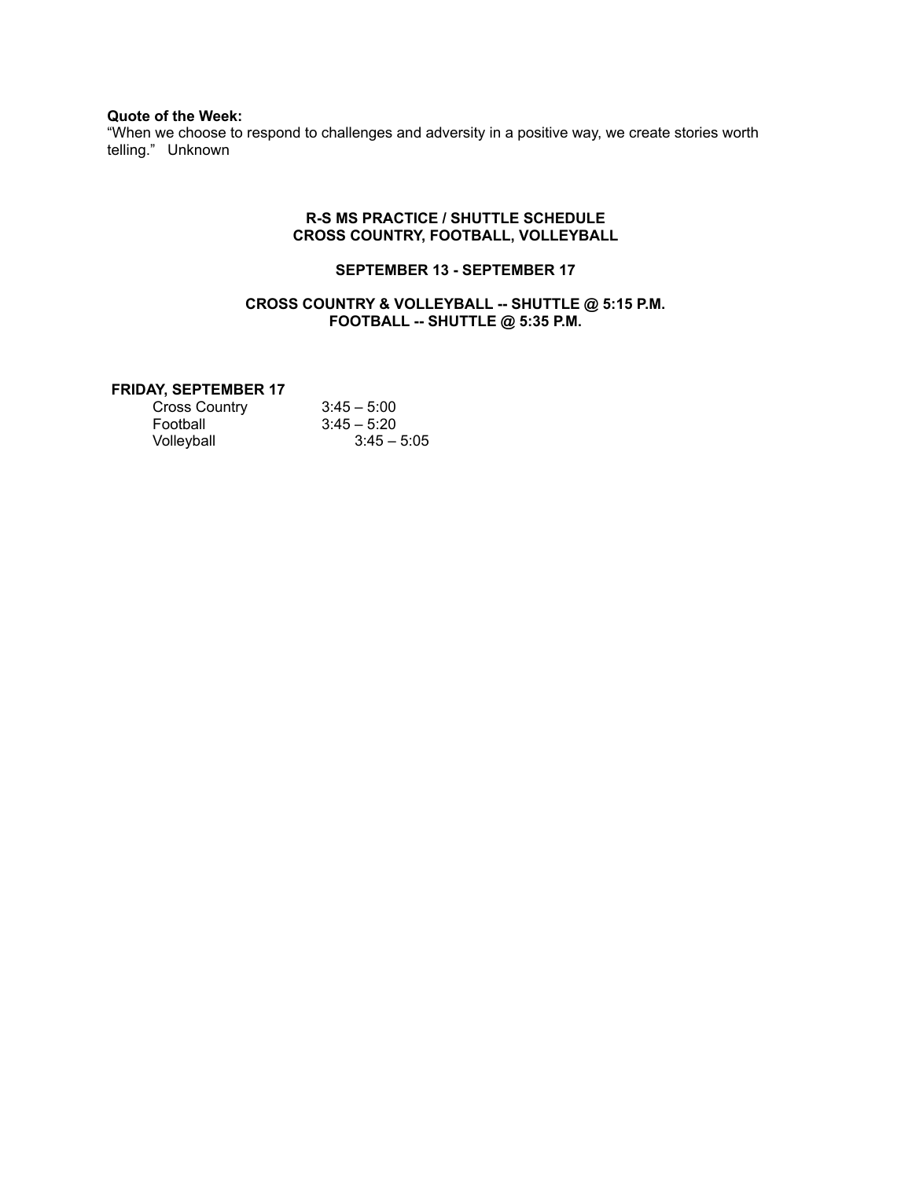**Quote of the Week:**
"When we choose to respond to challenges and adversity in a positive way, we create stories worth telling." Unknown

**R-S MS PRACTICE / SHUTTLE SCHEDULE**
**CROSS COUNTRY, FOOTBALL, VOLLEYBALL**

**SEPTEMBER 13 - SEPTEMBER 17**

**CROSS COUNTRY & VOLLEYBALL -- SHUTTLE @ 5:15 P.M.**
**FOOTBALL -- SHUTTLE @ 5:35 P.M.**

**FRIDAY, SEPTEMBER 17**

| | |
|---|---|
| Cross Country | 3:45 – 5:00 |
| Football | 3:45 – 5:20 |
| Volleyball | 3:45 – 5:05 |